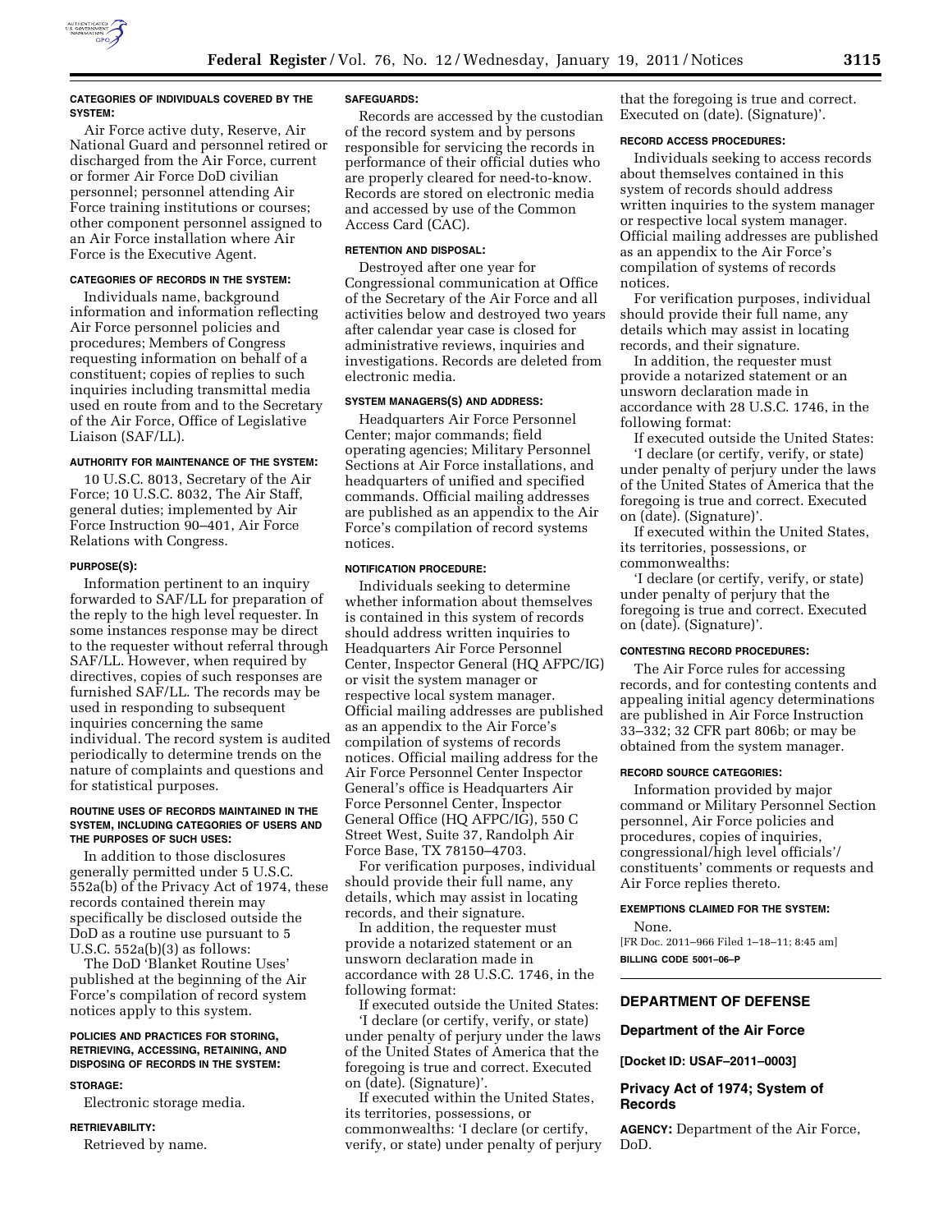#### CATEGORIES OF INDIVIDUALS COVERED BY THE SYSTEM:

Air Force active duty, Reserve, Air National Guard and personnel retired or discharged from the Air Force, current or former Air Force DoD civilian personnel; personnel attending Air Force training institutions or courses; other component personnel assigned to an Air Force installation where Air Force is the Executive Agent.

#### CATEGORIES OF RECORDS IN THE SYSTEM:

Individuals name, background information and information reflecting Air Force personnel policies and procedures; Members of Congress requesting information on behalf of a constituent; copies of replies to such inquiries including transmittal media used en route from and to the Secretary of the Air Force, Office of Legislative Liaison (SAF/LL).

#### AUTHORITY FOR MAINTENANCE OF THE SYSTEM:

10 U.S.C. 8013, Secretary of the Air Force; 10 U.S.C. 8032, The Air Staff, general duties; implemented by Air Force Instruction 90–401, Air Force Relations with Congress.

#### PURPOSE(S):

Information pertinent to an inquiry forwarded to SAF/LL for preparation of the reply to the high level requester. In some instances response may be direct to the requester without referral through SAF/LL. However, when required by directives, copies of such responses are furnished SAF/LL. The records may be used in responding to subsequent inquiries concerning the same individual. The record system is audited periodically to determine trends on the nature of complaints and questions and for statistical purposes.

#### ROUTINE USES OF RECORDS MAINTAINED IN THE SYSTEM, INCLUDING CATEGORIES OF USERS AND THE PURPOSES OF SUCH USES:

In addition to those disclosures generally permitted under 5 U.S.C. 552a(b) of the Privacy Act of 1974, these records contained therein may specifically be disclosed outside the DoD as a routine use pursuant to 5 U.S.C. 552a(b)(3) as follows:

The DoD 'Blanket Routine Uses' published at the beginning of the Air Force's compilation of record system notices apply to this system.

#### POLICIES AND PRACTICES FOR STORING, RETRIEVING, ACCESSING, RETAINING, AND DISPOSING OF RECORDS IN THE SYSTEM:

#### STORAGE:

Electronic storage media.

#### RETRIEVABILITY:

Retrieved by name.

#### SAFEGUARDS:

Records are accessed by the custodian of the record system and by persons responsible for servicing the records in performance of their official duties who are properly cleared for need-to-know. Records are stored on electronic media and accessed by use of the Common Access Card (CAC).

#### RETENTION AND DISPOSAL:

Destroyed after one year for Congressional communication at Office of the Secretary of the Air Force and all activities below and destroyed two years after calendar year case is closed for administrative reviews, inquiries and investigations. Records are deleted from electronic media.

#### SYSTEM MANAGERS(S) AND ADDRESS:

Headquarters Air Force Personnel Center; major commands; field operating agencies; Military Personnel Sections at Air Force installations, and headquarters of unified and specified commands. Official mailing addresses are published as an appendix to the Air Force's compilation of record systems notices.

#### NOTIFICATION PROCEDURE:

Individuals seeking to determine whether information about themselves is contained in this system of records should address written inquiries to Headquarters Air Force Personnel Center, Inspector General (HQ AFPC/IG) or visit the system manager or respective local system manager. Official mailing addresses are published as an appendix to the Air Force's compilation of systems of records notices. Official mailing address for the Air Force Personnel Center Inspector General's office is Headquarters Air Force Personnel Center, Inspector General Office (HQ AFPC/IG), 550 C Street West, Suite 37, Randolph Air Force Base, TX 78150–4703.

For verification purposes, individual should provide their full name, any details, which may assist in locating records, and their signature.

In addition, the requester must provide a notarized statement or an unsworn declaration made in accordance with 28 U.S.C. 1746, in the following format:

If executed outside the United States:

'I declare (or certify, verify, or state) under penalty of perjury under the laws of the United States of America that the foregoing is true and correct. Executed on (date). (Signature)'.

If executed within the United States, its territories, possessions, or commonwealths: 'I declare (or certify, verify, or state) under penalty of perjury that the foregoing is true and correct. Executed on (date). (Signature)'.

#### RECORD ACCESS PROCEDURES:

Individuals seeking to access records about themselves contained in this system of records should address written inquiries to the system manager or respective local system manager. Official mailing addresses are published as an appendix to the Air Force's compilation of systems of records notices.

For verification purposes, individual should provide their full name, any details which may assist in locating records, and their signature.

In addition, the requester must provide a notarized statement or an unsworn declaration made in accordance with 28 U.S.C. 1746, in the following format:

If executed outside the United States:

'I declare (or certify, verify, or state) under penalty of perjury under the laws of the United States of America that the foregoing is true and correct. Executed on (date). (Signature)'.

If executed within the United States, its territories, possessions, or commonwealths:

'I declare (or certify, verify, or state) under penalty of perjury that the foregoing is true and correct. Executed on (date). (Signature)'.

#### CONTESTING RECORD PROCEDURES:

The Air Force rules for accessing records, and for contesting contents and appealing initial agency determinations are published in Air Force Instruction 33–332; 32 CFR part 806b; or may be obtained from the system manager.

#### RECORD SOURCE CATEGORIES:

Information provided by major command or Military Personnel Section personnel, Air Force policies and procedures, copies of inquiries, congressional/high level officials'/constituents' comments or requests and Air Force replies thereto.

#### EXEMPTIONS CLAIMED FOR THE SYSTEM:

None.

[FR Doc. 2011–966 Filed 1–18–11; 8:45 am]

**BILLING CODE 5001–06–P**

---

## DEPARTMENT OF DEFENSE

### Department of the Air Force

**[Docket ID: USAF–2011–0003]**

### Privacy Act of 1974; System of Records

**AGENCY:** Department of the Air Force, DoD.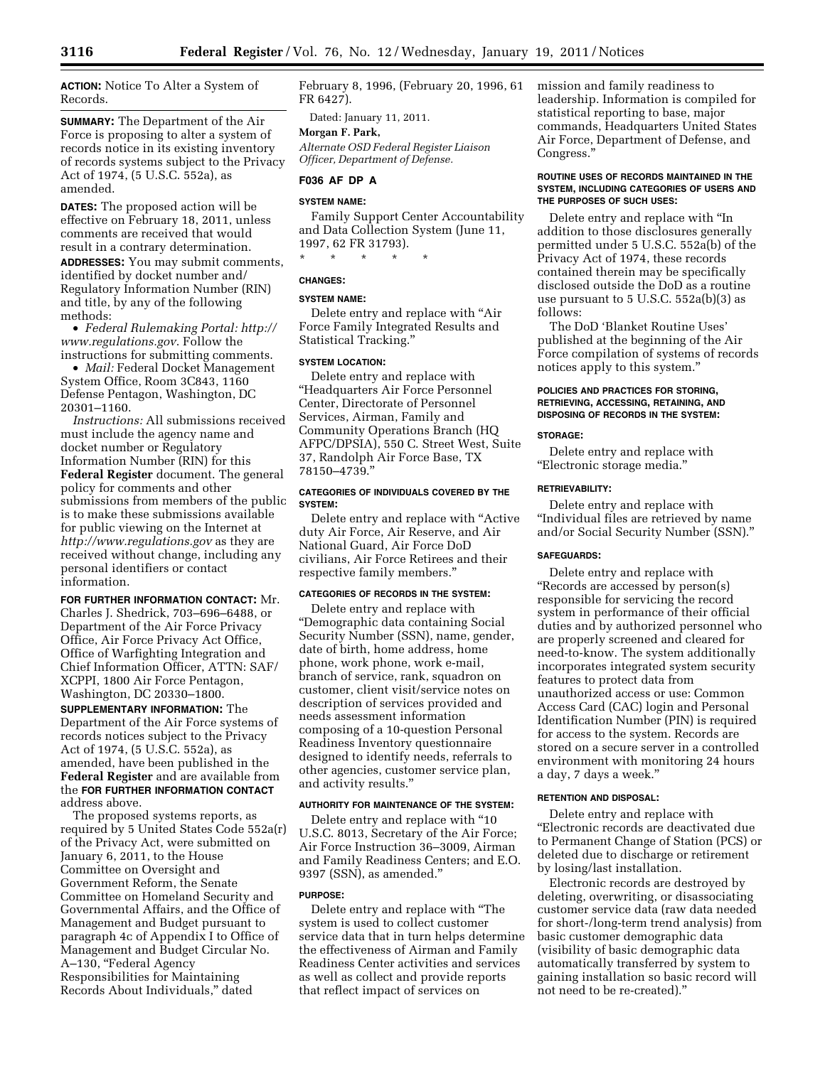**ACTION:** Notice To Alter a System of Records.

**SUMMARY:** The Department of the Air Force is proposing to alter a system of records notice in its existing inventory of records systems subject to the Privacy Act of 1974, (5 U.S.C. 552a), as amended.

**DATES:** The proposed action will be effective on February 18, 2011, unless comments are received that would result in a contrary determination.

**ADDRESSES:** You may submit comments, identified by docket number and/ Regulatory Information Number (RIN) and title, by any of the following methods:

- *Federal Rulemaking Portal: http://www.regulations.gov*. Follow the instructions for submitting comments.
- *Mail:* Federal Docket Management System Office, Room 3C843, 1160 Defense Pentagon, Washington, DC 20301–1160.

*Instructions:* All submissions received must include the agency name and docket number or Regulatory Information Number (RIN) for this **Federal Register** document. The general policy for comments and other submissions from members of the public is to make these submissions available for public viewing on the Internet at *http://www.regulations.gov* as they are received without change, including any personal identifiers or contact information.

**FOR FURTHER INFORMATION CONTACT:** Mr. Charles J. Shedrick, 703–696–6488, or Department of the Air Force Privacy Office, Air Force Privacy Act Office, Office of Warfighting Integration and Chief Information Officer, ATTN: SAF/XCPPI, 1800 Air Force Pentagon, Washington, DC 20330–1800.

**SUPPLEMENTARY INFORMATION:** The Department of the Air Force systems of records notices subject to the Privacy Act of 1974, (5 U.S.C. 552a), as amended, have been published in the **Federal Register** and are available from the **FOR FURTHER INFORMATION CONTACT** address above.

The proposed systems reports, as required by 5 United States Code 552a(r) of the Privacy Act, were submitted on January 6, 2011, to the House Committee on Oversight and Government Reform, the Senate Committee on Homeland Security and Governmental Affairs, and the Office of Management and Budget pursuant to paragraph 4c of Appendix I to Office of Management and Budget Circular No. A–130, "Federal Agency Responsibilities for Maintaining Records About Individuals," dated February 8, 1996, (February 20, 1996, 61 FR 6427).

Dated: January 11, 2011.

**Morgan F. Park,**

*Alternate OSD Federal Register Liaison Officer, Department of Defense.*

## F036 AF DP A

### SYSTEM NAME:

Family Support Center Accountability and Data Collection System (June 11, 1997, 62 FR 31793).

\* \* \* \* \*

### CHANGES:

### SYSTEM NAME:

Delete entry and replace with "Air Force Family Integrated Results and Statistical Tracking."

### SYSTEM LOCATION:

Delete entry and replace with "Headquarters Air Force Personnel Center, Directorate of Personnel Services, Airman, Family and Community Operations Branch (HQ AFPC/DPSIA), 550 C. Street West, Suite 37, Randolph Air Force Base, TX 78150–4739."

### CATEGORIES OF INDIVIDUALS COVERED BY THE SYSTEM:

Delete entry and replace with "Active duty Air Force, Air Reserve, and Air National Guard, Air Force DoD civilians, Air Force Retirees and their respective family members."

### CATEGORIES OF RECORDS IN THE SYSTEM:

Delete entry and replace with "Demographic data containing Social Security Number (SSN), name, gender, date of birth, home address, home phone, work phone, work e-mail, branch of service, rank, squadron on customer, client visit/service notes on description of services provided and needs assessment information composing of a 10-question Personal Readiness Inventory questionnaire designed to identify needs, referrals to other agencies, customer service plan, and activity results."

### AUTHORITY FOR MAINTENANCE OF THE SYSTEM:

Delete entry and replace with "10 U.S.C. 8013, Secretary of the Air Force; Air Force Instruction 36–3009, Airman and Family Readiness Centers; and E.O. 9397 (SSN), as amended."

### PURPOSE:

Delete entry and replace with "The system is used to collect customer service data that in turn helps determine the effectiveness of Airman and Family Readiness Center activities and services as well as collect and provide reports that reflect impact of services on mission and family readiness to leadership. Information is compiled for statistical reporting to base, major commands, Headquarters United States Air Force, Department of Defense, and Congress."

### ROUTINE USES OF RECORDS MAINTAINED IN THE SYSTEM, INCLUDING CATEGORIES OF USERS AND THE PURPOSES OF SUCH USES:

Delete entry and replace with "In addition to those disclosures generally permitted under 5 U.S.C. 552a(b) of the Privacy Act of 1974, these records contained therein may be specifically disclosed outside the DoD as a routine use pursuant to 5 U.S.C. 552a(b)(3) as follows:

The DoD 'Blanket Routine Uses' published at the beginning of the Air Force compilation of systems of records notices apply to this system."

### POLICIES AND PRACTICES FOR STORING, RETRIEVING, ACCESSING, RETAINING, AND DISPOSING OF RECORDS IN THE SYSTEM:

### STORAGE:

Delete entry and replace with "Electronic storage media."

### RETRIEVABILITY:

Delete entry and replace with "Individual files are retrieved by name and/or Social Security Number (SSN)."

### SAFEGUARDS:

Delete entry and replace with "Records are accessed by person(s) responsible for servicing the record system in performance of their official duties and by authorized personnel who are properly screened and cleared for need-to-know. The system additionally incorporates integrated system security features to protect data from unauthorized access or use: Common Access Card (CAC) login and Personal Identification Number (PIN) is required for access to the system. Records are stored on a secure server in a controlled environment with monitoring 24 hours a day, 7 days a week."

### RETENTION AND DISPOSAL:

Delete entry and replace with "Electronic records are deactivated due to Permanent Change of Station (PCS) or deleted due to discharge or retirement by losing/last installation.

Electronic records are destroyed by deleting, overwriting, or disassociating customer service data (raw data needed for short-/long-term trend analysis) from basic customer demographic data (visibility of basic demographic data automatically transferred by system to gaining installation so basic record will not need to be re-created)."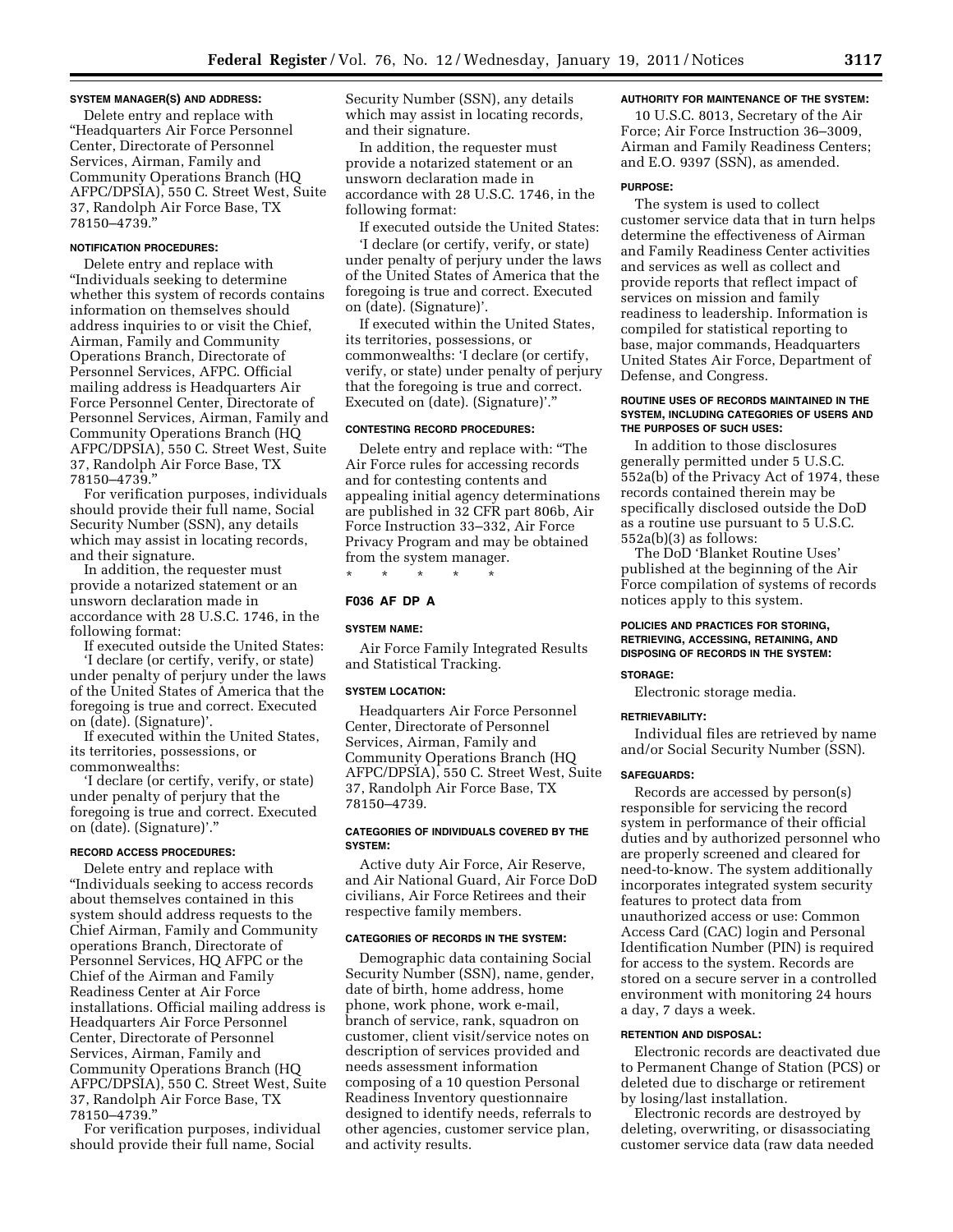#### SYSTEM MANAGER(S) AND ADDRESS:

Delete entry and replace with "Headquarters Air Force Personnel Center, Directorate of Personnel Services, Airman, Family and Community Operations Branch (HQ AFPC/DPSIA), 550 C. Street West, Suite 37, Randolph Air Force Base, TX 78150–4739."

#### NOTIFICATION PROCEDURES:

Delete entry and replace with "Individuals seeking to determine whether this system of records contains information on themselves should address inquiries to or visit the Chief, Airman, Family and Community Operations Branch, Directorate of Personnel Services, AFPC. Official mailing address is Headquarters Air Force Personnel Center, Directorate of Personnel Services, Airman, Family and Community Operations Branch (HQ AFPC/DPSIA), 550 C. Street West, Suite 37, Randolph Air Force Base, TX 78150–4739."

For verification purposes, individuals should provide their full name, Social Security Number (SSN), any details which may assist in locating records, and their signature.

In addition, the requester must provide a notarized statement or an unsworn declaration made in accordance with 28 U.S.C. 1746, in the following format:

If executed outside the United States:

'I declare (or certify, verify, or state) under penalty of perjury under the laws of the United States of America that the foregoing is true and correct. Executed on (date). (Signature)'.

If executed within the United States, its territories, possessions, or commonwealths:

'I declare (or certify, verify, or state) under penalty of perjury that the foregoing is true and correct. Executed on (date). (Signature)'."

#### RECORD ACCESS PROCEDURES:

Delete entry and replace with "Individuals seeking to access records about themselves contained in this system should address requests to the Chief Airman, Family and Community operations Branch, Directorate of Personnel Services, HQ AFPC or the Chief of the Airman and Family Readiness Center at Air Force installations. Official mailing address is Headquarters Air Force Personnel Center, Directorate of Personnel Services, Airman, Family and Community Operations Branch (HQ AFPC/DPSIA), 550 C. Street West, Suite 37, Randolph Air Force Base, TX 78150–4739."

For verification purposes, individual should provide their full name, Social Security Number (SSN), any details which may assist in locating records, and their signature.

In addition, the requester must provide a notarized statement or an unsworn declaration made in accordance with 28 U.S.C. 1746, in the following format:

If executed outside the United States:

'I declare (or certify, verify, or state) under penalty of perjury under the laws of the United States of America that the foregoing is true and correct. Executed on (date). (Signature)'.

If executed within the United States, its territories, possessions, or commonwealths: 'I declare (or certify, verify, or state) under penalty of perjury that the foregoing is true and correct. Executed on (date). (Signature)'."

#### CONTESTING RECORD PROCEDURES:

Delete entry and replace with: "The Air Force rules for accessing records and for contesting contents and appealing initial agency determinations are published in 32 CFR part 806b, Air Force Instruction 33–332, Air Force Privacy Program and may be obtained from the system manager.

\* \* \* \* \*

### F036 AF DP A

#### SYSTEM NAME:

Air Force Family Integrated Results and Statistical Tracking.

#### SYSTEM LOCATION:

Headquarters Air Force Personnel Center, Directorate of Personnel Services, Airman, Family and Community Operations Branch (HQ AFPC/DPSIA), 550 C. Street West, Suite 37, Randolph Air Force Base, TX 78150–4739.

#### CATEGORIES OF INDIVIDUALS COVERED BY THE SYSTEM:

Active duty Air Force, Air Reserve, and Air National Guard, Air Force DoD civilians, Air Force Retirees and their respective family members.

#### CATEGORIES OF RECORDS IN THE SYSTEM:

Demographic data containing Social Security Number (SSN), name, gender, date of birth, home address, home phone, work phone, work e-mail, branch of service, rank, squadron on customer, client visit/service notes on description of services provided and needs assessment information composing of a 10 question Personal Readiness Inventory questionnaire designed to identify needs, referrals to other agencies, customer service plan, and activity results.

#### AUTHORITY FOR MAINTENANCE OF THE SYSTEM:

10 U.S.C. 8013, Secretary of the Air Force; Air Force Instruction 36–3009, Airman and Family Readiness Centers; and E.O. 9397 (SSN), as amended.

#### PURPOSE:

The system is used to collect customer service data that in turn helps determine the effectiveness of Airman and Family Readiness Center activities and services as well as collect and provide reports that reflect impact of services on mission and family readiness to leadership. Information is compiled for statistical reporting to base, major commands, Headquarters United States Air Force, Department of Defense, and Congress.

#### ROUTINE USES OF RECORDS MAINTAINED IN THE SYSTEM, INCLUDING CATEGORIES OF USERS AND THE PURPOSES OF SUCH USES:

In addition to those disclosures generally permitted under 5 U.S.C. 552a(b) of the Privacy Act of 1974, these records contained therein may be specifically disclosed outside the DoD as a routine use pursuant to 5 U.S.C. 552a(b)(3) as follows:

The DoD 'Blanket Routine Uses' published at the beginning of the Air Force compilation of systems of records notices apply to this system.

#### POLICIES AND PRACTICES FOR STORING, RETRIEVING, ACCESSING, RETAINING, AND DISPOSING OF RECORDS IN THE SYSTEM:

#### STORAGE:

Electronic storage media.

#### RETRIEVABILITY:

Individual files are retrieved by name and/or Social Security Number (SSN).

#### SAFEGUARDS:

Records are accessed by person(s) responsible for servicing the record system in performance of their official duties and by authorized personnel who are properly screened and cleared for need-to-know. The system additionally incorporates integrated system security features to protect data from unauthorized access or use: Common Access Card (CAC) login and Personal Identification Number (PIN) is required for access to the system. Records are stored on a secure server in a controlled environment with monitoring 24 hours a day, 7 days a week.

#### RETENTION AND DISPOSAL:

Electronic records are deactivated due to Permanent Change of Station (PCS) or deleted due to discharge or retirement by losing/last installation.

Electronic records are destroyed by deleting, overwriting, or disassociating customer service data (raw data needed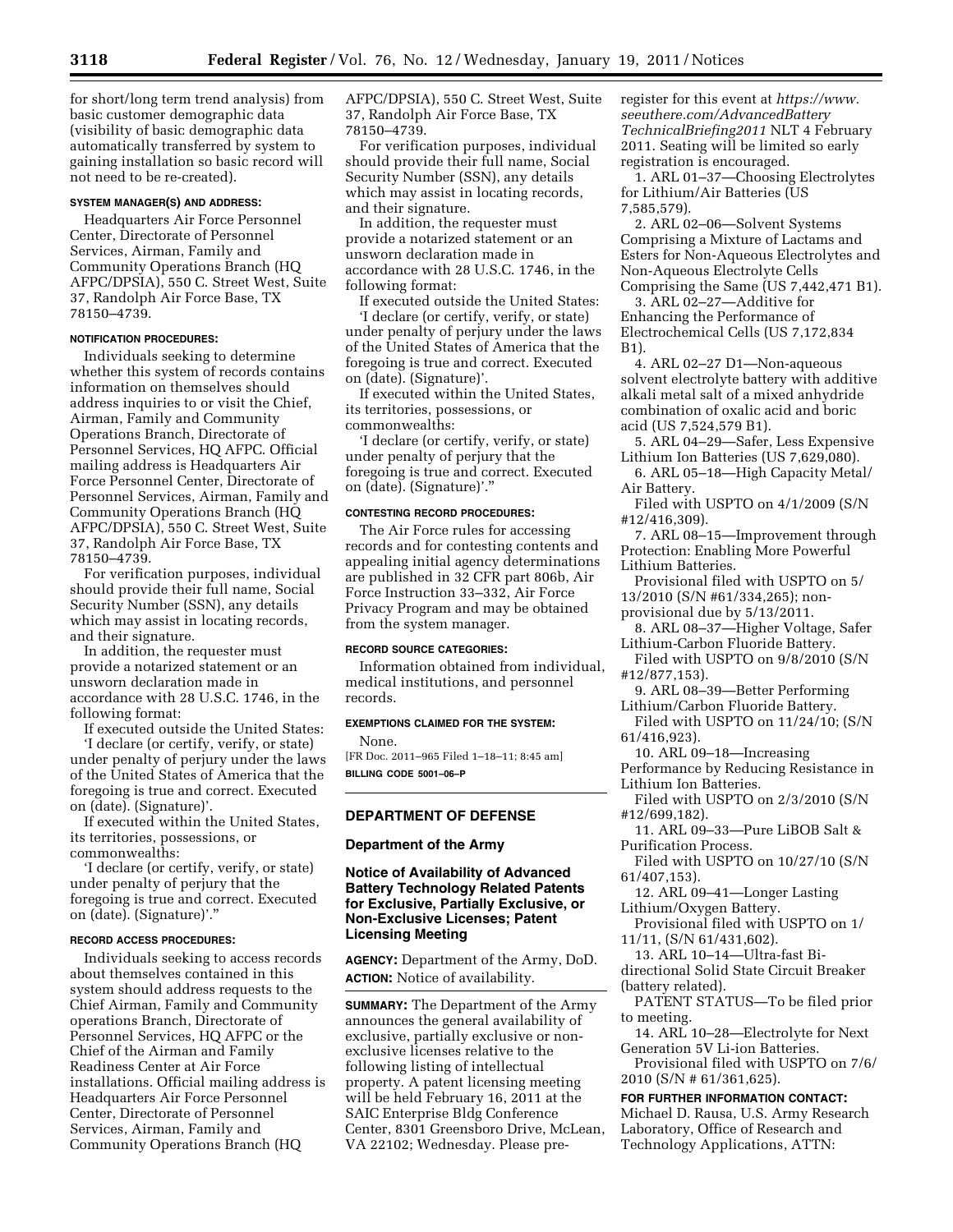for short/long term trend analysis) from basic customer demographic data (visibility of basic demographic data automatically transferred by system to gaining installation so basic record will not need to be re-created).

**SYSTEM MANAGER(S) AND ADDRESS:**

Headquarters Air Force Personnel Center, Directorate of Personnel Services, Airman, Family and Community Operations Branch (HQ AFPC/DPSIA), 550 C. Street West, Suite 37, Randolph Air Force Base, TX 78150–4739.

**NOTIFICATION PROCEDURES:**

Individuals seeking to determine whether this system of records contains information on themselves should address inquiries to or visit the Chief, Airman, Family and Community Operations Branch, Directorate of Personnel Services, HQ AFPC. Official mailing address is Headquarters Air Force Personnel Center, Directorate of Personnel Services, Airman, Family and Community Operations Branch (HQ AFPC/DPSIA), 550 C. Street West, Suite 37, Randolph Air Force Base, TX 78150–4739.

For verification purposes, individual should provide their full name, Social Security Number (SSN), any details which may assist in locating records, and their signature.

In addition, the requester must provide a notarized statement or an unsworn declaration made in accordance with 28 U.S.C. 1746, in the following format:

If executed outside the United States:

'I declare (or certify, verify, or state) under penalty of perjury under the laws of the United States of America that the foregoing is true and correct. Executed on (date). (Signature)'.

If executed within the United States, its territories, possessions, or commonwealths:

'I declare (or certify, verify, or state) under penalty of perjury that the foregoing is true and correct. Executed on (date). (Signature)'."

**RECORD ACCESS PROCEDURES:**

Individuals seeking to access records about themselves contained in this system should address requests to the Chief Airman, Family and Community operations Branch, Directorate of Personnel Services, HQ AFPC or the Chief of the Airman and Family Readiness Center at Air Force installations. Official mailing address is Headquarters Air Force Personnel Center, Directorate of Personnel Services, Airman, Family and Community Operations Branch (HQ AFPC/DPSIA), 550 C. Street West, Suite 37, Randolph Air Force Base, TX 78150–4739.

For verification purposes, individual should provide their full name, Social Security Number (SSN), any details which may assist in locating records, and their signature.

In addition, the requester must provide a notarized statement or an unsworn declaration made in accordance with 28 U.S.C. 1746, in the following format:

If executed outside the United States:

'I declare (or certify, verify, or state) under penalty of perjury under the laws of the United States of America that the foregoing is true and correct. Executed on (date). (Signature)'.

If executed within the United States, its territories, possessions, or commonwealths:

'I declare (or certify, verify, or state) under penalty of perjury that the foregoing is true and correct. Executed on (date). (Signature)'."

**CONTESTING RECORD PROCEDURES:**

The Air Force rules for accessing records and for contesting contents and appealing initial agency determinations are published in 32 CFR part 806b, Air Force Instruction 33–332, Air Force Privacy Program and may be obtained from the system manager.

**RECORD SOURCE CATEGORIES:**

Information obtained from individual, medical institutions, and personnel records.

**EXEMPTIONS CLAIMED FOR THE SYSTEM:**

None.

[FR Doc. 2011–965 Filed 1–18–11; 8:45 am]

**BILLING CODE 5001–06–P**

## DEPARTMENT OF DEFENSE

### Department of the Army

### Notice of Availability of Advanced Battery Technology Related Patents for Exclusive, Partially Exclusive, or Non-Exclusive Licenses; Patent Licensing Meeting

**AGENCY:** Department of the Army, DoD.

**ACTION:** Notice of availability.

**SUMMARY:** The Department of the Army announces the general availability of exclusive, partially exclusive or non-exclusive licenses relative to the following listing of intellectual property. A patent licensing meeting will be held February 16, 2011 at the SAIC Enterprise Bldg Conference Center, 8301 Greensboro Drive, McLean, VA 22102; Wednesday. Please pre-register for this event at *https://www.seeuthere.com/AdvancedBatteryTechnicalBriefing2011* NLT 4 February 2011. Seating will be limited so early registration is encouraged.

1. ARL 01–37—Choosing Electrolytes for Lithium/Air Batteries (US 7,585,579).

2. ARL 02–06—Solvent Systems Comprising a Mixture of Lactams and Esters for Non-Aqueous Electrolytes and Non-Aqueous Electrolyte Cells Comprising the Same (US 7,442,471 B1).

3. ARL 02–27—Additive for Enhancing the Performance of Electrochemical Cells (US 7,172,834 B1).

4. ARL 02–27 D1—Non-aqueous solvent electrolyte battery with additive alkali metal salt of a mixed anhydride combination of oxalic acid and boric acid (US 7,524,579 B1).

5. ARL 04–29—Safer, Less Expensive Lithium Ion Batteries (US 7,629,080).

6. ARL 05–18—High Capacity Metal/Air Battery.

Filed with USPTO on 4/1/2009 (S/N #12/416,309).

7. ARL 08–15—Improvement through Protection: Enabling More Powerful Lithium Batteries.

Provisional filed with USPTO on 5/13/2010 (S/N #61/334,265); non-provisional due by 5/13/2011.

8. ARL 08–37—Higher Voltage, Safer Lithium-Carbon Fluoride Battery.

Filed with USPTO on 9/8/2010 (S/N #12/877,153).

9. ARL 08–39—Better Performing Lithium/Carbon Fluoride Battery.

Filed with USPTO on 11/24/10; (S/N 61/416,923).

10. ARL 09–18—Increasing Performance by Reducing Resistance in Lithium Ion Batteries.

Filed with USPTO on 2/3/2010 (S/N #12/699,182).

11. ARL 09–33—Pure LiBOB Salt & Purification Process.

Filed with USPTO on 10/27/10 (S/N 61/407,153).

12. ARL 09–41—Longer Lasting Lithium/Oxygen Battery.

Provisional filed with USPTO on 1/11/11, (S/N 61/431,602).

13. ARL 10–14—Ultra-fast Bi-directional Solid State Circuit Breaker (battery related).

PATENT STATUS—To be filed prior to meeting.

14. ARL 10–28—Electrolyte for Next Generation 5V Li-ion Batteries.

Provisional filed with USPTO on 7/6/2010 (S/N # 61/361,625).

**FOR FURTHER INFORMATION CONTACT:** Michael D. Rausa, U.S. Army Research Laboratory, Office of Research and Technology Applications, ATTN: